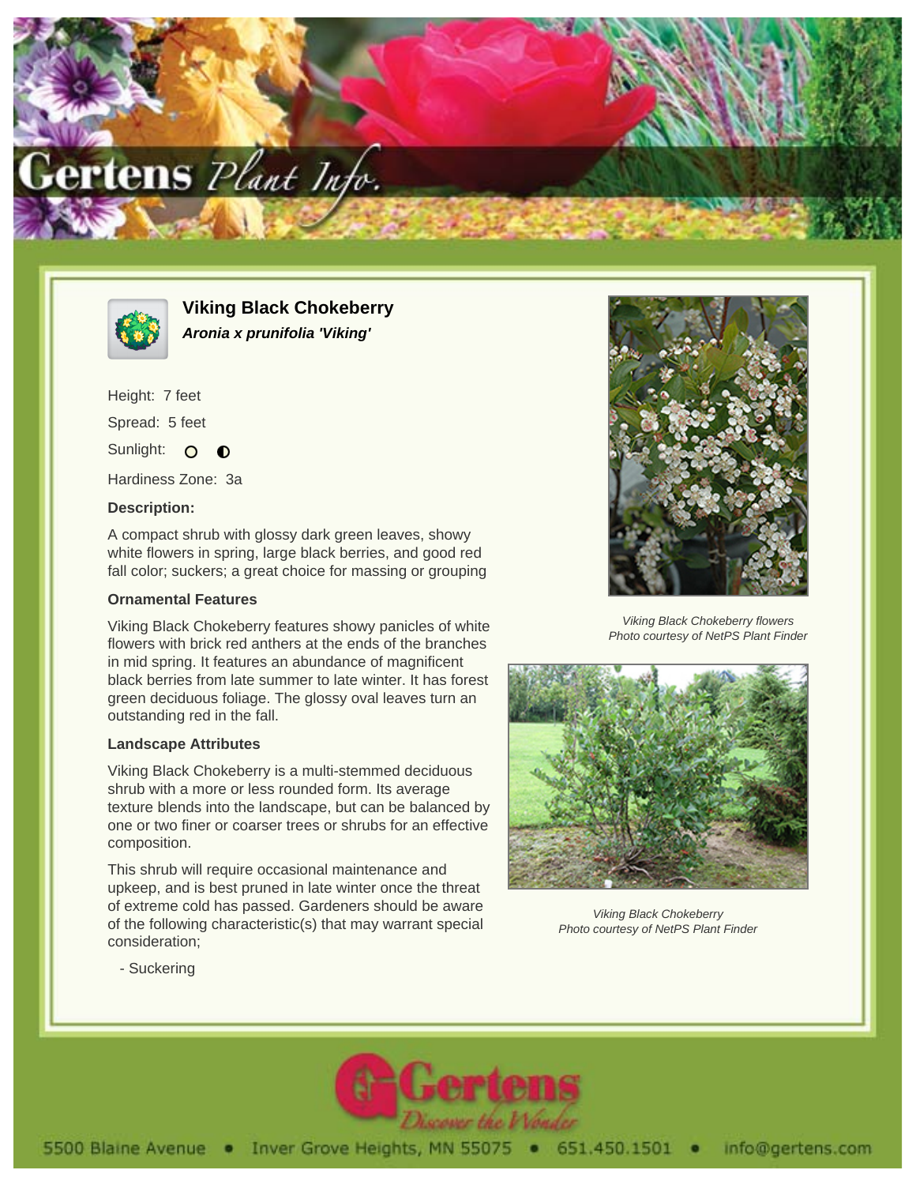# Viking Black Chokeberry

***Aronia x prunifolia 'Viking'***

Height: 7 feet

Spread: 5 feet

Sunlight: ○ ◐

Hardiness Zone: 3a

### Description:

A compact shrub with glossy dark green leaves, showy white flowers in spring, large black berries, and good red fall color; suckers; a great choice for massing or grouping

### Ornamental Features

Viking Black Chokeberry features showy panicles of white flowers with brick red anthers at the ends of the branches in mid spring. It features an abundance of magnificent black berries from late summer to late winter. It has forest green deciduous foliage. The glossy oval leaves turn an outstanding red in the fall.

### Landscape Attributes

Viking Black Chokeberry is a multi-stemmed deciduous shrub with a more or less rounded form. Its average texture blends into the landscape, but can be balanced by one or two finer or coarser trees or shrubs for an effective composition.

This shrub will require occasional maintenance and upkeep, and is best pruned in late winter once the threat of extreme cold has passed. Gardeners should be aware of the following characteristic(s) that may warrant special consideration;

- Suckering

*Viking Black Chokeberry flowers*
*Photo courtesy of NetPS Plant Finder*

*Viking Black Chokeberry*
*Photo courtesy of NetPS Plant Finder*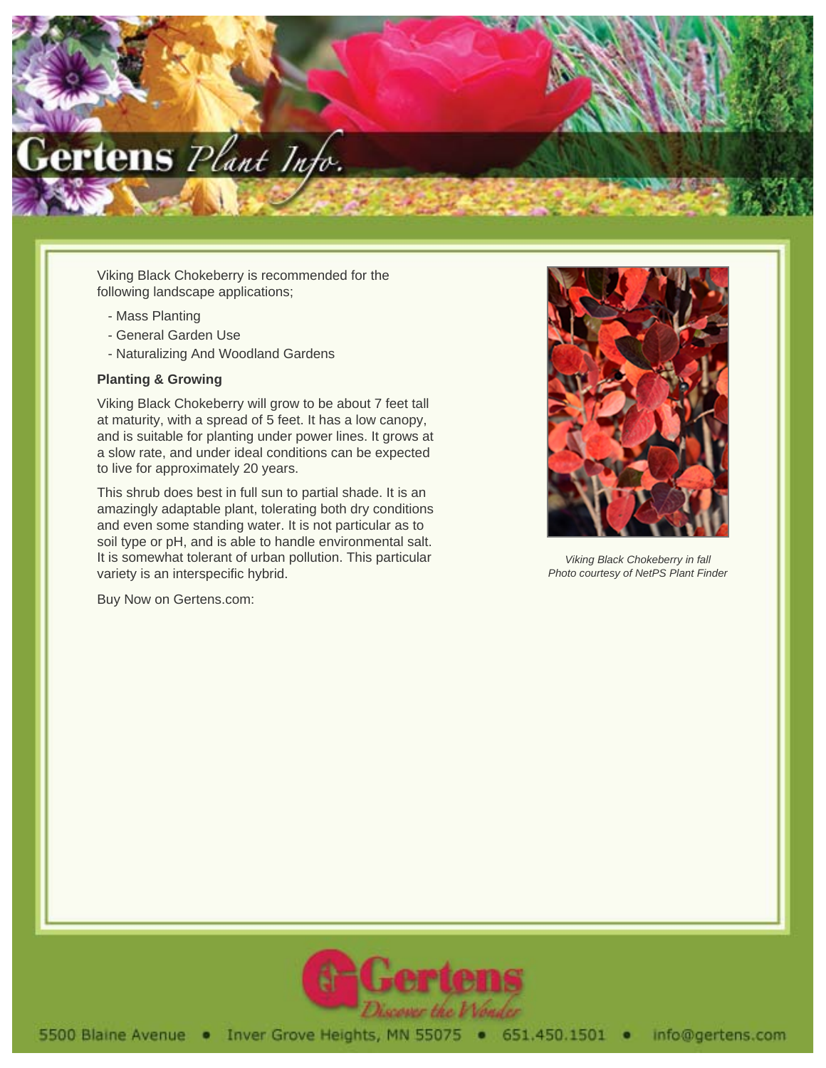Viking Black Chokeberry is recommended for the following landscape applications;

- Mass Planting
- General Garden Use
- Naturalizing And Woodland Gardens

**Planting & Growing**

Viking Black Chokeberry will grow to be about 7 feet tall at maturity, with a spread of 5 feet. It has a low canopy, and is suitable for planting under power lines. It grows at a slow rate, and under ideal conditions can be expected to live for approximately 20 years.

This shrub does best in full sun to partial shade. It is an amazingly adaptable plant, tolerating both dry conditions and even some standing water. It is not particular as to soil type or pH, and is able to handle environmental salt. It is somewhat tolerant of urban pollution. This particular variety is an interspecific hybrid.

Buy Now on Gertens.com:

*Viking Black Chokeberry in fall*
*Photo courtesy of NetPS Plant Finder*